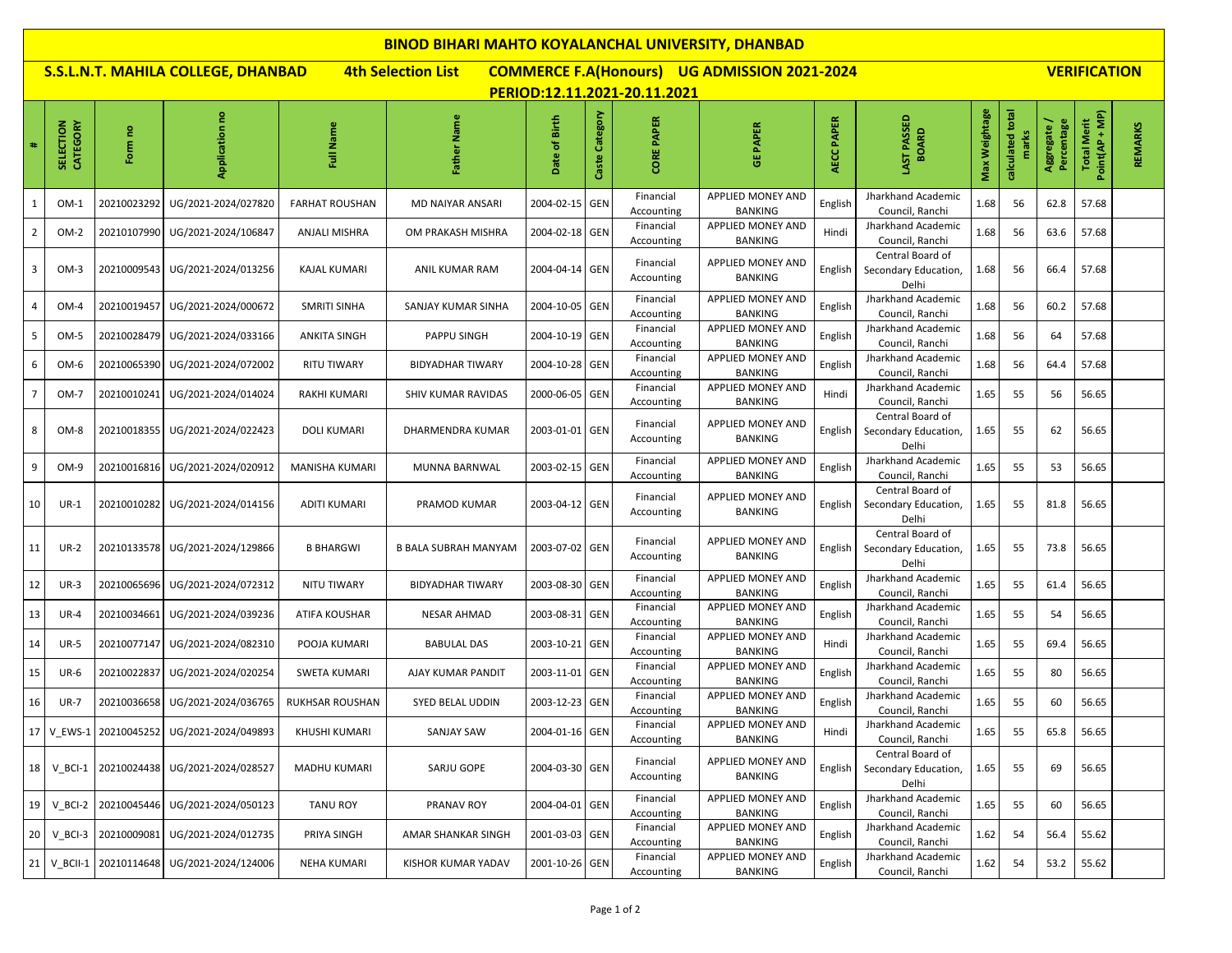# BINOD BIHARI MAHTO KOYALANCHAL UNIVERSITY, DHANBAD

## S.S.L.N.T. MAHILA COLLEGE, DHANBAD 4th Selection List COMMERCE F.A(Honours) UG ADMISSION 2021-2024 VERIFICATION

### PERIOD:12.11.2021-20.11.2021

| # | SELECTION CATEGORY | Form no | Application no | Full Name | Father Name | Date of Birth | Caste Category | CORE PAPER | GE PAPER | AECC PAPER | LAST PASSED BOARD | Max Weightage | calculated total marks | Aggregate / Percentage | Total Merit Point(AP + MP) | REMARKS |
|---|---|---|---|---|---|---|---|---|---|---|---|---|---|---|---|---|
| 1 | OM-1 | 20210023292 | UG/2021-2024/027820 | FARHAT ROUSHAN | MD NAIYAR ANSARI | 2004-02-15 | GEN | Financial Accounting | APPLIED MONEY AND BANKING | English | Jharkhand Academic Council, Ranchi | 1.68 | 56 | 62.8 | 57.68 | |
| 2 | OM-2 | 20210107990 | UG/2021-2024/106847 | ANJALI MISHRA | OM PRAKASH MISHRA | 2004-02-18 | GEN | Financial Accounting | APPLIED MONEY AND BANKING | Hindi | Jharkhand Academic Council, Ranchi | 1.68 | 56 | 63.6 | 57.68 | |
| 3 | OM-3 | 20210009543 | UG/2021-2024/013256 | KAJAL KUMARI | ANIL KUMAR RAM | 2004-04-14 | GEN | Financial Accounting | APPLIED MONEY AND BANKING | English | Central Board of Secondary Education, Delhi | 1.68 | 56 | 66.4 | 57.68 | |
| 4 | OM-4 | 20210019457 | UG/2021-2024/000672 | SMRITI SINHA | SANJAY KUMAR SINHA | 2004-10-05 | GEN | Financial Accounting | APPLIED MONEY AND BANKING | English | Jharkhand Academic Council, Ranchi | 1.68 | 56 | 60.2 | 57.68 | |
| 5 | OM-5 | 20210028479 | UG/2021-2024/033166 | ANKITA SINGH | PAPPU SINGH | 2004-10-19 | GEN | Financial Accounting | APPLIED MONEY AND BANKING | English | Jharkhand Academic Council, Ranchi | 1.68 | 56 | 64 | 57.68 | |
| 6 | OM-6 | 20210065390 | UG/2021-2024/072002 | RITU TIWARY | BIDYADHAR TIWARY | 2004-10-28 | GEN | Financial Accounting | APPLIED MONEY AND BANKING | English | Jharkhand Academic Council, Ranchi | 1.68 | 56 | 64.4 | 57.68 | |
| 7 | OM-7 | 20210010241 | UG/2021-2024/014024 | RAKHI KUMARI | SHIV KUMAR RAVIDAS | 2000-06-05 | GEN | Financial Accounting | APPLIED MONEY AND BANKING | Hindi | Jharkhand Academic Council, Ranchi | 1.65 | 55 | 56 | 56.65 | |
| 8 | OM-8 | 20210018355 | UG/2021-2024/022423 | DOLI KUMARI | DHARMENDRA KUMAR | 2003-01-01 | GEN | Financial Accounting | APPLIED MONEY AND BANKING | English | Central Board of Secondary Education, Delhi | 1.65 | 55 | 62 | 56.65 | |
| 9 | OM-9 | 20210016816 | UG/2021-2024/020912 | MANISHA KUMARI | MUNNA BARNWAL | 2003-02-15 | GEN | Financial Accounting | APPLIED MONEY AND BANKING | English | Jharkhand Academic Council, Ranchi | 1.65 | 55 | 53 | 56.65 | |
| 10 | UR-1 | 20210010282 | UG/2021-2024/014156 | ADITI KUMARI | PRAMOD KUMAR | 2003-04-12 | GEN | Financial Accounting | APPLIED MONEY AND BANKING | English | Central Board of Secondary Education, Delhi | 1.65 | 55 | 81.8 | 56.65 | |
| 11 | UR-2 | 20210133578 | UG/2021-2024/129866 | B BHARGWI | B BALA SUBRAH MANYAM | 2003-07-02 | GEN | Financial Accounting | APPLIED MONEY AND BANKING | English | Central Board of Secondary Education, Delhi | 1.65 | 55 | 73.8 | 56.65 | |
| 12 | UR-3 | 20210065696 | UG/2021-2024/072312 | NITU TIWARY | BIDYADHAR TIWARY | 2003-08-30 | GEN | Financial Accounting | APPLIED MONEY AND BANKING | English | Jharkhand Academic Council, Ranchi | 1.65 | 55 | 61.4 | 56.65 | |
| 13 | UR-4 | 20210034661 | UG/2021-2024/039236 | ATIFA KOUSHAR | NESAR AHMAD | 2003-08-31 | GEN | Financial Accounting | APPLIED MONEY AND BANKING | English | Jharkhand Academic Council, Ranchi | 1.65 | 55 | 54 | 56.65 | |
| 14 | UR-5 | 20210077147 | UG/2021-2024/082310 | POOJA KUMARI | BABULAL DAS | 2003-10-21 | GEN | Financial Accounting | APPLIED MONEY AND BANKING | Hindi | Jharkhand Academic Council, Ranchi | 1.65 | 55 | 69.4 | 56.65 | |
| 15 | UR-6 | 20210022837 | UG/2021-2024/020254 | SWETA KUMARI | AJAY KUMAR PANDIT | 2003-11-01 | GEN | Financial Accounting | APPLIED MONEY AND BANKING | English | Jharkhand Academic Council, Ranchi | 1.65 | 55 | 80 | 56.65 | |
| 16 | UR-7 | 20210036658 | UG/2021-2024/036765 | RUKHSAR ROUSHAN | SYED BELAL UDDIN | 2003-12-23 | GEN | Financial Accounting | APPLIED MONEY AND BANKING | English | Jharkhand Academic Council, Ranchi | 1.65 | 55 | 60 | 56.65 | |
| 17 | V_EWS-1 | 20210045252 | UG/2021-2024/049893 | KHUSHI KUMARI | SANJAY SAW | 2004-01-16 | GEN | Financial Accounting | APPLIED MONEY AND BANKING | Hindi | Jharkhand Academic Council, Ranchi | 1.65 | 55 | 65.8 | 56.65 | |
| 18 | V_BCI-1 | 20210024438 | UG/2021-2024/028527 | MADHU KUMARI | SARJU GOPE | 2004-03-30 | GEN | Financial Accounting | APPLIED MONEY AND BANKING | English | Central Board of Secondary Education, Delhi | 1.65 | 55 | 69 | 56.65 | |
| 19 | V_BCI-2 | 20210045446 | UG/2021-2024/050123 | TANU ROY | PRANAV ROY | 2004-04-01 | GEN | Financial Accounting | APPLIED MONEY AND BANKING | English | Jharkhand Academic Council, Ranchi | 1.65 | 55 | 60 | 56.65 | |
| 20 | V_BCI-3 | 20210009081 | UG/2021-2024/012735 | PRIYA SINGH | AMAR SHANKAR SINGH | 2001-03-03 | GEN | Financial Accounting | APPLIED MONEY AND BANKING | English | Jharkhand Academic Council, Ranchi | 1.62 | 54 | 56.4 | 55.62 | |
| 21 | V_BCII-1 | 20210114648 | UG/2021-2024/124006 | NEHA KUMARI | KISHOR KUMAR YADAV | 2001-10-26 | GEN | Financial Accounting | APPLIED MONEY AND BANKING | English | Jharkhand Academic Council, Ranchi | 1.62 | 54 | 53.2 | 55.62 | |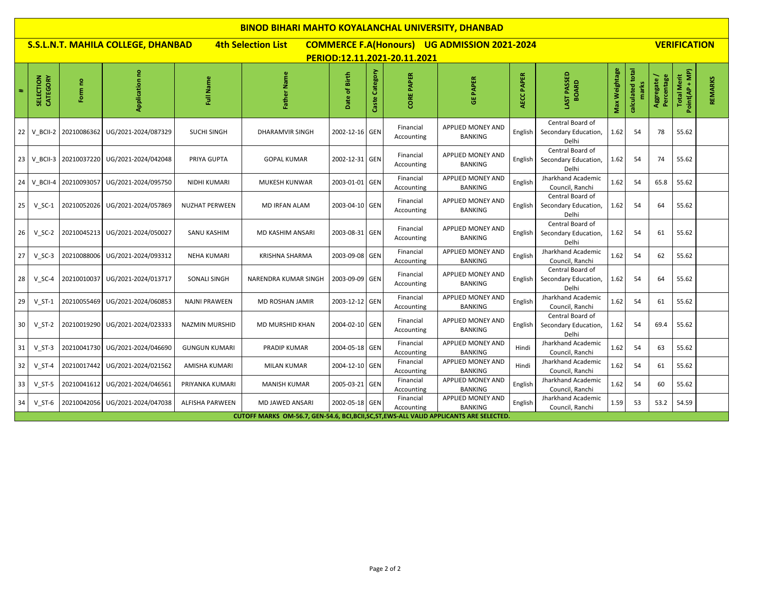# BINOD BIHARI MAHTO KOYALANCHAL UNIVERSITY, DHANBAD

**S.S.L.N.T. MAHILA COLLEGE, DHANBAD** **4th Selection List** **COMMERCE F.A(Honours) UG ADMISSION 2021-2024** **VERIFICATION**

**PERIOD:12.11.2021-20.11.2021**

| # | SELECTION CATEGORY | Form no | Application no | Full Name | Father Name | Date of Birth | Caste Category | CORE PAPER | GE PAPER | AECC PAPER | LAST PASSED BOARD | Max Weightage | calculated total marks | Aggregate / Percentage | Total Merit Point(AP + MP) | REMARKS |
|---|---|---|---|---|---|---|---|---|---|---|---|---|---|---|---|---|
| 22 | V_BCII-2 | 20210086362 | UG/2021-2024/087329 | SUCHI SINGH | DHARAMVIR SINGH | 2002-12-16 | GEN | Financial Accounting | APPLIED MONEY AND BANKING | English | Central Board of Secondary Education, Delhi | 1.62 | 54 | 78 | 55.62 | |
| 23 | V_BCII-3 | 20210037220 | UG/2021-2024/042048 | PRIYA GUPTA | GOPAL KUMAR | 2002-12-31 | GEN | Financial Accounting | APPLIED MONEY AND BANKING | English | Central Board of Secondary Education, Delhi | 1.62 | 54 | 74 | 55.62 | |
| 24 | V_BCII-4 | 20210093057 | UG/2021-2024/095750 | NIDHI KUMARI | MUKESH KUNWAR | 2003-01-01 | GEN | Financial Accounting | APPLIED MONEY AND BANKING | English | Jharkhand Academic Council, Ranchi | 1.62 | 54 | 65.8 | 55.62 | |
| 25 | V_SC-1 | 20210052026 | UG/2021-2024/057869 | NUZHAT PERWEEN | MD IRFAN ALAM | 2003-04-10 | GEN | Financial Accounting | APPLIED MONEY AND BANKING | English | Central Board of Secondary Education, Delhi | 1.62 | 54 | 64 | 55.62 | |
| 26 | V_SC-2 | 20210045213 | UG/2021-2024/050027 | SANU KASHIM | MD KASHIM ANSARI | 2003-08-31 | GEN | Financial Accounting | APPLIED MONEY AND BANKING | English | Central Board of Secondary Education, Delhi | 1.62 | 54 | 61 | 55.62 | |
| 27 | V_SC-3 | 20210088006 | UG/2021-2024/093312 | NEHA KUMARI | KRISHNA SHARMA | 2003-09-08 | GEN | Financial Accounting | APPLIED MONEY AND BANKING | English | Jharkhand Academic Council, Ranchi | 1.62 | 54 | 62 | 55.62 | |
| 28 | V_SC-4 | 20210010037 | UG/2021-2024/013717 | SONALI SINGH | NARENDRA KUMAR SINGH | 2003-09-09 | GEN | Financial Accounting | APPLIED MONEY AND BANKING | English | Central Board of Secondary Education, Delhi | 1.62 | 54 | 64 | 55.62 | |
| 29 | V_ST-1 | 20210055469 | UG/2021-2024/060853 | NAJNI PRAWEEN | MD ROSHAN JAMIR | 2003-12-12 | GEN | Financial Accounting | APPLIED MONEY AND BANKING | English | Jharkhand Academic Council, Ranchi | 1.62 | 54 | 61 | 55.62 | |
| 30 | V_ST-2 | 20210019290 | UG/2021-2024/023333 | NAZMIN MURSHID | MD MURSHID KHAN | 2004-02-10 | GEN | Financial Accounting | APPLIED MONEY AND BANKING | English | Central Board of Secondary Education, Delhi | 1.62 | 54 | 69.4 | 55.62 | |
| 31 | V_ST-3 | 20210041730 | UG/2021-2024/046690 | GUNGUN KUMARI | PRADIP KUMAR | 2004-05-18 | GEN | Financial Accounting | APPLIED MONEY AND BANKING | Hindi | Jharkhand Academic Council, Ranchi | 1.62 | 54 | 63 | 55.62 | |
| 32 | V_ST-4 | 20210017442 | UG/2021-2024/021562 | AMISHA KUMARI | MILAN KUMAR | 2004-12-10 | GEN | Financial Accounting | APPLIED MONEY AND BANKING | Hindi | Jharkhand Academic Council, Ranchi | 1.62 | 54 | 61 | 55.62 | |
| 33 | V_ST-5 | 20210041612 | UG/2021-2024/046561 | PRIYANKA KUMARI | MANISH KUMAR | 2005-03-21 | GEN | Financial Accounting | APPLIED MONEY AND BANKING | English | Jharkhand Academic Council, Ranchi | 1.62 | 54 | 60 | 55.62 | |
| 34 | V_ST-6 | 20210042056 | UG/2021-2024/047038 | ALFISHA PARWEEN | MD JAWED ANSARI | 2002-05-18 | GEN | Financial Accounting | APPLIED MONEY AND BANKING | English | Jharkhand Academic Council, Ranchi | 1.59 | 53 | 53.2 | 54.59 | |

**CUTOFF MARKS OM-56.7, GEN-54.6, BCI,BCII,SC,ST,EWS-ALL VALID APPLICANTS ARE SELECTED.**